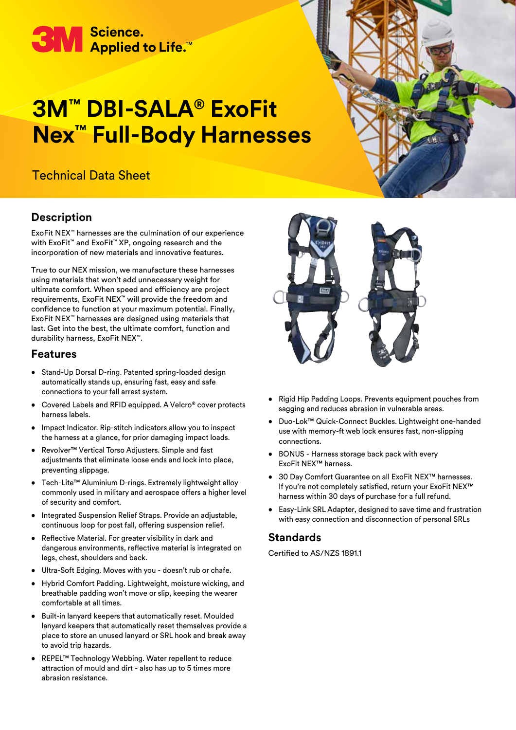3M Science. Applied to Life.™

# 3M™ DBI-SALA® ExoFit Nex™ Full-Body Harnesses

Technical Data Sheet

## Description

ExoFit NEX™ harnesses are the culmination of our experience with ExoFit™ and ExoFit™ XP, ongoing research and the incorporation of new materials and innovative features.

True to our NEX mission, we manufacture these harnesses using materials that won't add unnecessary weight for ultimate comfort. When speed and efficiency are project requirements, ExoFit NEX™ will provide the freedom and confidence to function at your maximum potential. Finally, ExoFit NEX™ harnesses are designed using materials that last. Get into the best, the ultimate comfort, function and durability harness, ExoFit NEX™.

## Features

- Stand-Up Dorsal D-ring. Patented spring-loaded design automatically stands up, ensuring fast, easy and safe connections to your fall arrest system.
- Covered Labels and RFID equipped. A Velcro® cover protects harness labels.
- Impact Indicator. Rip-stitch indicators allow you to inspect the harness at a glance, for prior damaging impact loads.
- Revolver™ Vertical Torso Adjusters. Simple and fast adjustments that eliminate loose ends and lock into place, preventing slippage.
- Tech-Lite™ Aluminium D-rings. Extremely lightweight alloy commonly used in military and aerospace offers a higher level of security and comfort.
- Integrated Suspension Relief Straps. Provide an adjustable, continuous loop for post fall, offering suspension relief.
- Reflective Material. For greater visibility in dark and dangerous environments, reflective material is integrated on legs, chest, shoulders and back.
- Ultra-Soft Edging. Moves with you - doesn't rub or chafe.
- Hybrid Comfort Padding. Lightweight, moisture wicking, and breathable padding won't move or slip, keeping the wearer comfortable at all times.
- Built-in lanyard keepers that automatically reset. Moulded lanyard keepers that automatically reset themselves provide a place to store an unused lanyard or SRL hook and break away to avoid trip hazards.
- REPEL™ Technology Webbing. Water repellent to reduce attraction of mould and dirt - also has up to 5 times more abrasion resistance.
- Rigid Hip Padding Loops. Prevents equipment pouches from sagging and reduces abrasion in vulnerable areas.
- Duo-Lok™ Quick-Connect Buckles. Lightweight one-handed use with memory-ft web lock ensures fast, non-slipping connections.
- BONUS - Harness storage back pack with every ExoFit NEX™ harness.
- 30 Day Comfort Guarantee on all ExoFit NEX™ harnesses. If you're not completely satisfied, return your ExoFit NEX™ harness within 30 days of purchase for a full refund.
- Easy-Link SRL Adapter, designed to save time and frustration with easy connection and disconnection of personal SRLs

## Standards

Certified to AS/NZS 1891.1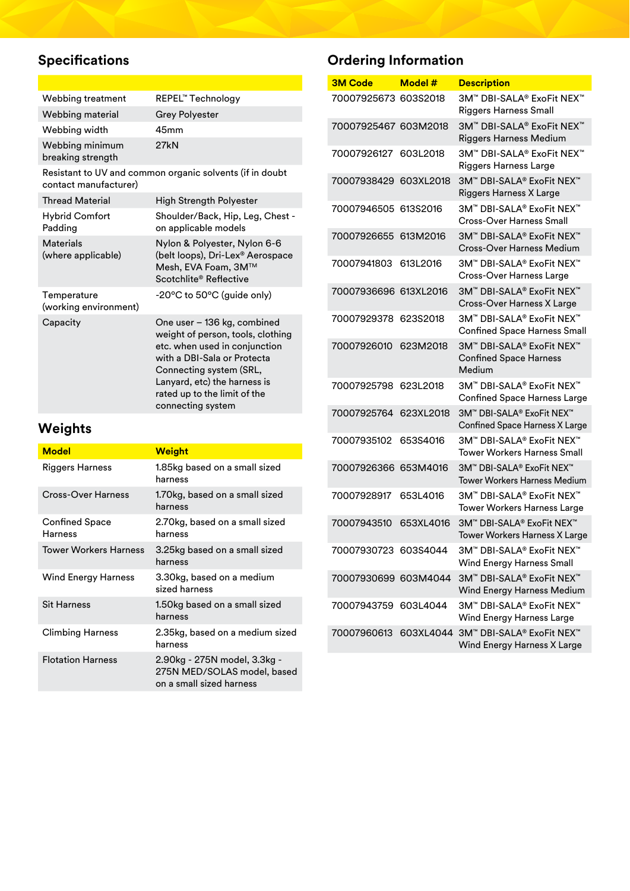## Specifications

| | |
|---|---|
| Webbing treatment | REPEL™ Technology |
| Webbing material | Grey Polyester |
| Webbing width | 45mm |
| Webbing minimum breaking strength | 27kN |
| Resistant to UV and common organic solvents (if in doubt contact manufacturer) | |
| Thread Material | High Strength Polyester |
| Hybrid Comfort Padding | Shoulder/Back, Hip, Leg, Chest - on applicable models |
| Materials (where applicable) | Nylon & Polyester, Nylon 6-6 (belt loops), Dri-Lex® Aerospace Mesh, EVA Foam, 3M™ Scotchlite® Reflective |
| Temperature (working environment) | -20°C to 50°C (guide only) |
| Capacity | One user – 136 kg, combined weight of person, tools, clothing etc. when used in conjunction with a DBI-Sala or Protecta Connecting system (SRL, Lanyard, etc) the harness is rated up to the limit of the connecting system |

## Weights

| Model | Weight |
|---|---|
| Riggers Harness | 1.85kg based on a small sized harness |
| Cross-Over Harness | 1.70kg, based on a small sized harness |
| Confined Space Harness | 2.70kg, based on a small sized harness |
| Tower Workers Harness | 3.25kg based on a small sized harness |
| Wind Energy Harness | 3.30kg, based on a medium sized harness |
| Sit Harness | 1.50kg based on a small sized harness |
| Climbing Harness | 2.35kg, based on a medium sized harness |
| Flotation Harness | 2.90kg - 275N model, 3.3kg - 275N MED/SOLAS model, based on a small sized harness |

## Ordering Information

| 3M Code | Model # | Description |
|---|---|---|
| 70007925673 | 603S2018 | 3M™ DBI-SALA® ExoFit NEX™ Riggers Harness Small |
| 70007925467 | 603M2018 | 3M™ DBI-SALA® ExoFit NEX™ Riggers Harness Medium |
| 70007926127 | 603L2018 | 3M™ DBI-SALA® ExoFit NEX™ Riggers Harness Large |
| 70007938429 | 603XL2018 | 3M™ DBI-SALA® ExoFit NEX™ Riggers Harness X Large |
| 70007946505 | 613S2016 | 3M™ DBI-SALA® ExoFit NEX™ Cross-Over Harness Small |
| 70007926655 | 613M2016 | 3M™ DBI-SALA® ExoFit NEX™ Cross-Over Harness Medium |
| 70007941803 | 613L2016 | 3M™ DBI-SALA® ExoFit NEX™ Cross-Over Harness Large |
| 70007936696 | 613XL2016 | 3M™ DBI-SALA® ExoFit NEX™ Cross-Over Harness X Large |
| 70007929378 | 623S2018 | 3M™ DBI-SALA® ExoFit NEX™ Confined Space Harness Small |
| 70007926010 | 623M2018 | 3M™ DBI-SALA® ExoFit NEX™ Confined Space Harness Medium |
| 70007925798 | 623L2018 | 3M™ DBI-SALA® ExoFit NEX™ Confined Space Harness Large |
| 70007925764 | 623XL2018 | 3M™ DBI-SALA® ExoFit NEX™ Confined Space Harness X Large |
| 70007935102 | 653S4016 | 3M™ DBI-SALA® ExoFit NEX™ Tower Workers Harness Small |
| 70007926366 | 653M4016 | 3M™ DBI-SALA® ExoFit NEX™ Tower Workers Harness Medium |
| 70007928917 | 653L4016 | 3M™ DBI-SALA® ExoFit NEX™ Tower Workers Harness Large |
| 70007943510 | 653XL4016 | 3M™ DBI-SALA® ExoFit NEX™ Tower Workers Harness X Large |
| 70007930723 | 603S4044 | 3M™ DBI-SALA® ExoFit NEX™ Wind Energy Harness Small |
| 70007930699 | 603M4044 | 3M™ DBI-SALA® ExoFit NEX™ Wind Energy Harness Medium |
| 70007943759 | 603L4044 | 3M™ DBI-SALA® ExoFit NEX™ Wind Energy Harness Large |
| 70007960613 | 603XL4044 | 3M™ DBI-SALA® ExoFit NEX™ Wind Energy Harness X Large |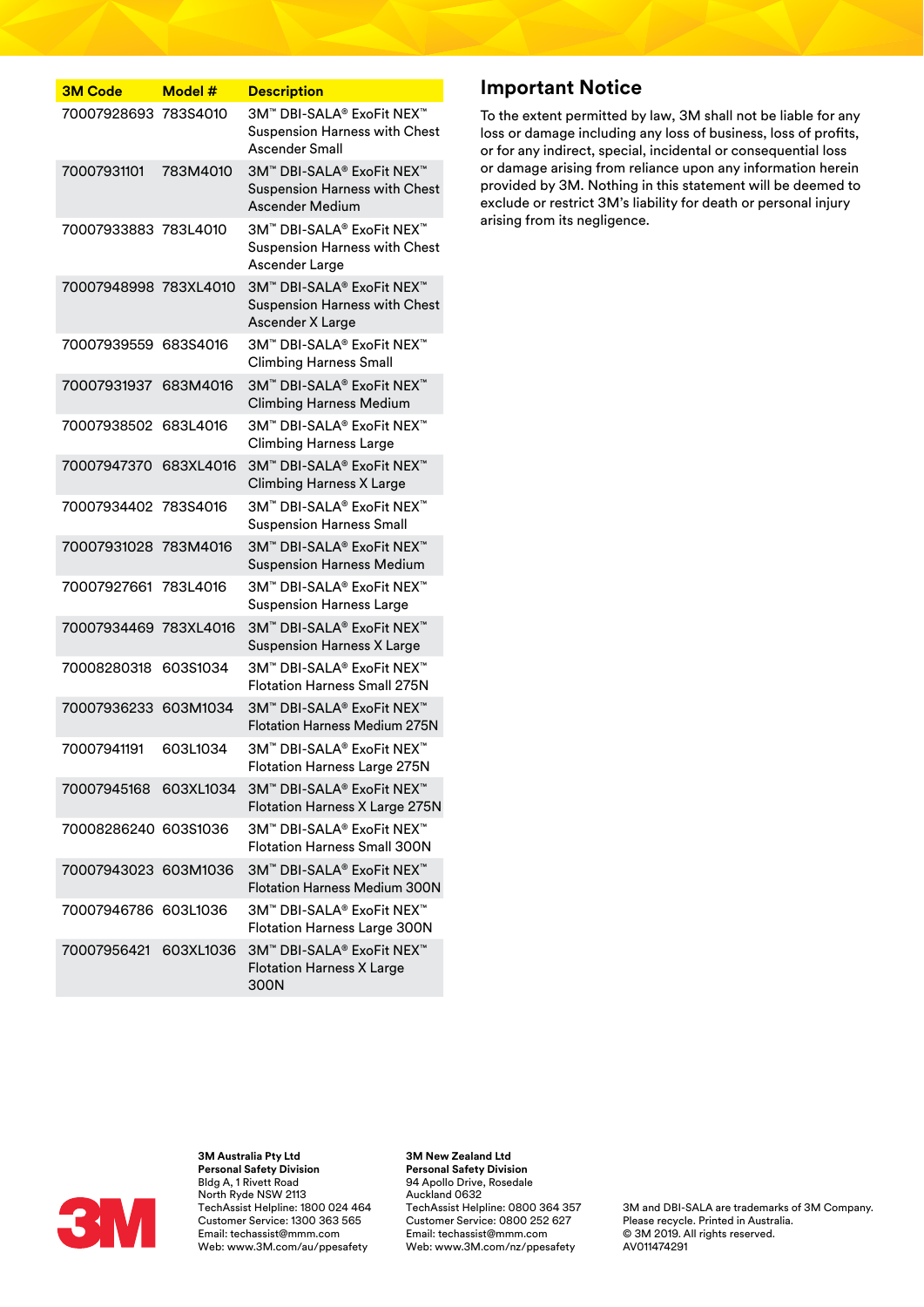| 3M Code | Model # | Description |
|---|---|---|
| 70007928693 | 783S4010 | 3M™ DBI-SALA® ExoFit NEX™ Suspension Harness with Chest Ascender Small |
| 70007931101 | 783M4010 | 3M™ DBI-SALA® ExoFit NEX™ Suspension Harness with Chest Ascender Medium |
| 70007933883 | 783L4010 | 3M™ DBI-SALA® ExoFit NEX™ Suspension Harness with Chest Ascender Large |
| 70007948998 | 783XL4010 | 3M™ DBI-SALA® ExoFit NEX™ Suspension Harness with Chest Ascender X Large |
| 70007939559 | 683S4016 | 3M™ DBI-SALA® ExoFit NEX™ Climbing Harness Small |
| 70007931937 | 683M4016 | 3M™ DBI-SALA® ExoFit NEX™ Climbing Harness Medium |
| 70007938502 | 683L4016 | 3M™ DBI-SALA® ExoFit NEX™ Climbing Harness Large |
| 70007947370 | 683XL4016 | 3M™ DBI-SALA® ExoFit NEX™ Climbing Harness X Large |
| 70007934402 | 783S4016 | 3M™ DBI-SALA® ExoFit NEX™ Suspension Harness Small |
| 70007931028 | 783M4016 | 3M™ DBI-SALA® ExoFit NEX™ Suspension Harness Medium |
| 70007927661 | 783L4016 | 3M™ DBI-SALA® ExoFit NEX™ Suspension Harness Large |
| 70007934469 | 783XL4016 | 3M™ DBI-SALA® ExoFit NEX™ Suspension Harness X Large |
| 70008280318 | 603S1034 | 3M™ DBI-SALA® ExoFit NEX™ Flotation Harness Small 275N |
| 70007936233 | 603M1034 | 3M™ DBI-SALA® ExoFit NEX™ Flotation Harness Medium 275N |
| 70007941191 | 603L1034 | 3M™ DBI-SALA® ExoFit NEX™ Flotation Harness Large 275N |
| 70007945168 | 603XL1034 | 3M™ DBI-SALA® ExoFit NEX™ Flotation Harness X Large 275N |
| 70008286240 | 603S1036 | 3M™ DBI-SALA® ExoFit NEX™ Flotation Harness Small 300N |
| 70007943023 | 603M1036 | 3M™ DBI-SALA® ExoFit NEX™ Flotation Harness Medium 300N |
| 70007946786 | 603L1036 | 3M™ DBI-SALA® ExoFit NEX™ Flotation Harness Large 300N |
| 70007956421 | 603XL1036 | 3M™ DBI-SALA® ExoFit NEX™ Flotation Harness X Large 300N |

## Important Notice

To the extent permitted by law, 3M shall not be liable for any loss or damage including any loss of business, loss of profits, or for any indirect, special, incidental or consequential loss or damage arising from reliance upon any information herein provided by 3M. Nothing in this statement will be deemed to exclude or restrict 3M's liability for death or personal injury arising from its negligence.

**3M Australia Pty Ltd**
**Personal Safety Division**
Bldg A, 1 Rivett Road
North Ryde NSW 2113
TechAssist Helpline: 1800 024 464
Customer Service: 1300 363 565
Email: techassist@mmm.com
Web: www.3M.com/au/ppesafety

**3M New Zealand Ltd**
**Personal Safety Division**
94 Apollo Drive, Rosedale
Auckland 0632
TechAssist Helpline: 0800 364 357
Customer Service: 0800 252 627
Email: techassist@mmm.com
Web: www.3M.com/nz/ppesafety

3M and DBI-SALA are trademarks of 3M Company.
Please recycle. Printed in Australia.
© 3M 2019. All rights reserved.
AV011474291